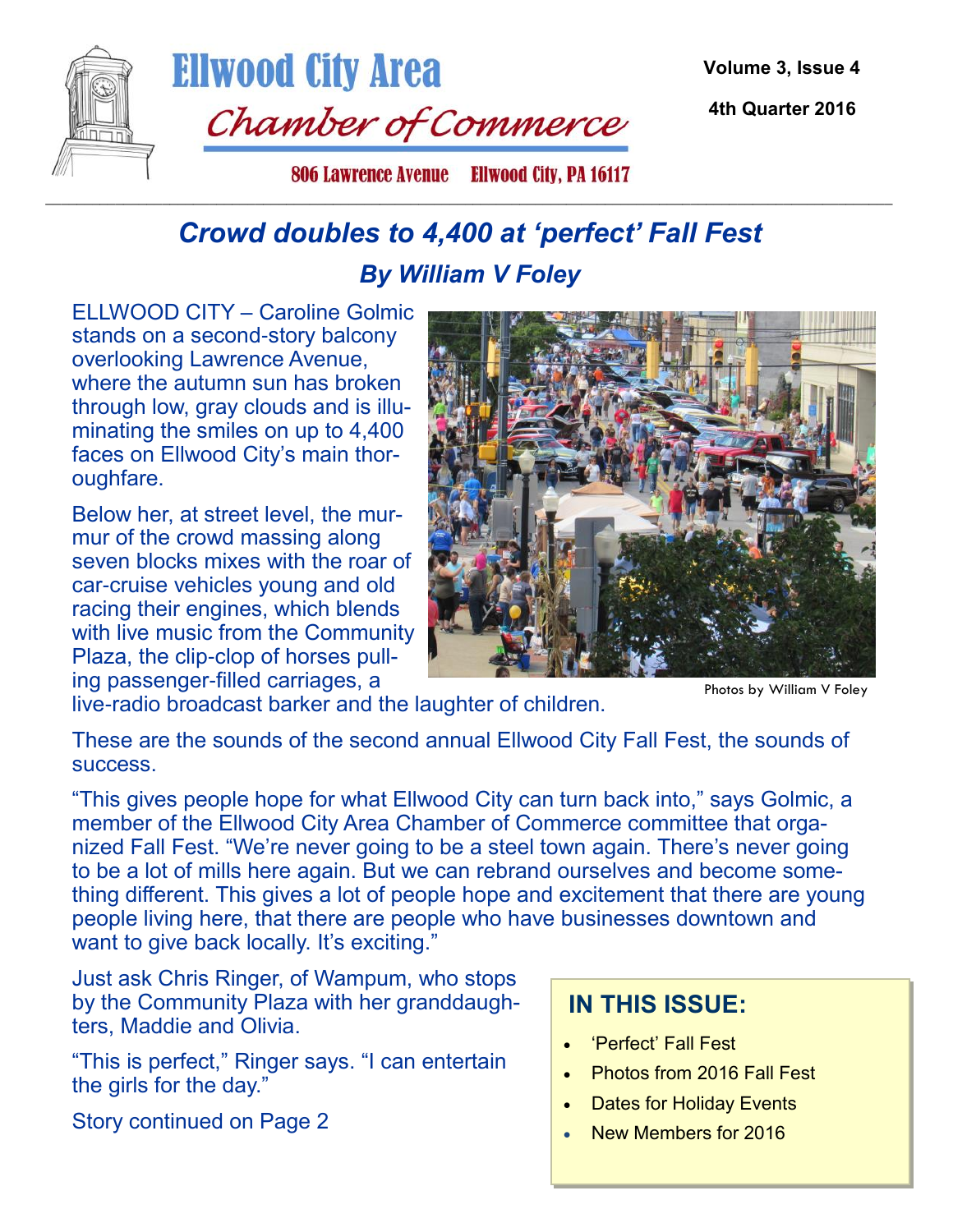# Ellwood City Area Chamber of Commerce

806 Lawrence Avenue Ellwood City, PA 16117

Volume 3, Issue 4

4th Quarter 2016

## *Crowd doubles to 4,400 at 'perfect' Fall Fest*

### *By William V Foley*

ELLWOOD CITY – Caroline Golmic stands on a second-story balcony overlooking Lawrence Avenue, where the autumn sun has broken through low, gray clouds and is illuminating the smiles on up to 4,400 faces on Ellwood City's main thoroughfare.

Below her, at street level, the murmur of the crowd massing along seven blocks mixes with the roar of car-cruise vehicles young and old racing their engines, which blends with live music from the Community Plaza, the clip-clop of horses pulling passenger-filled carriages, a live-radio broadcast barker and the laughter of children.

Photos by William V Foley

These are the sounds of the second annual Ellwood City Fall Fest, the sounds of success.

"This gives people hope for what Ellwood City can turn back into," says Golmic, a member of the Ellwood City Area Chamber of Commerce committee that organized Fall Fest. "We're never going to be a steel town again. There's never going to be a lot of mills here again. But we can rebrand ourselves and become something different. This gives a lot of people hope and excitement that there are young people living here, that there are people who have businesses downtown and want to give back locally. It's exciting."

Just ask Chris Ringer, of Wampum, who stops by the Community Plaza with her granddaughters, Maddie and Olivia.

"This is perfect," Ringer says. "I can entertain the girls for the day."

Story continued on Page 2

## IN THIS ISSUE:

- 'Perfect' Fall Fest
- Photos from 2016 Fall Fest
- Dates for Holiday Events
- New Members for 2016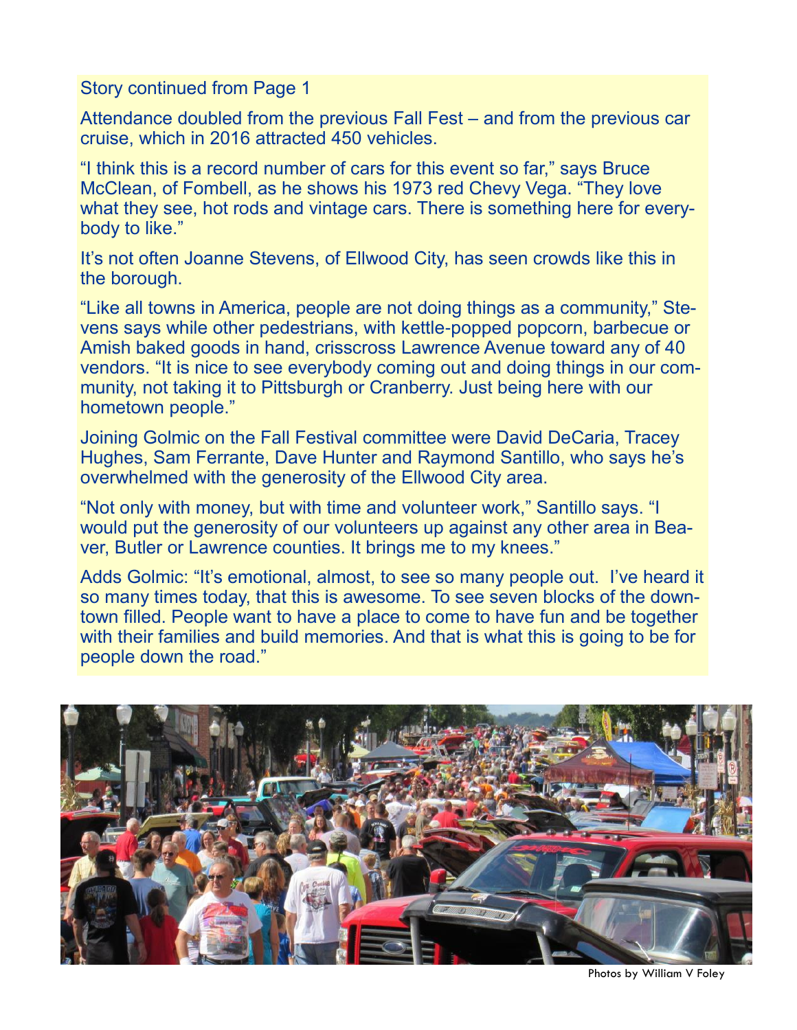Story continued from Page 1

Attendance doubled from the previous Fall Fest – and from the previous car cruise, which in 2016 attracted 450 vehicles.

"I think this is a record number of cars for this event so far," says Bruce McClean, of Fombell, as he shows his 1973 red Chevy Vega. "They love what they see, hot rods and vintage cars. There is something here for everybody to like."

It's not often Joanne Stevens, of Ellwood City, has seen crowds like this in the borough.

"Like all towns in America, people are not doing things as a community," Stevens says while other pedestrians, with kettle-popped popcorn, barbecue or Amish baked goods in hand, crisscross Lawrence Avenue toward any of 40 vendors. "It is nice to see everybody coming out and doing things in our community, not taking it to Pittsburgh or Cranberry. Just being here with our hometown people."

Joining Golmic on the Fall Festival committee were David DeCaria, Tracey Hughes, Sam Ferrante, Dave Hunter and Raymond Santillo, who says he's overwhelmed with the generosity of the Ellwood City area.

"Not only with money, but with time and volunteer work," Santillo says. "I would put the generosity of our volunteers up against any other area in Beaver, Butler or Lawrence counties. It brings me to my knees."

Adds Golmic: "It's emotional, almost, to see so many people out. I've heard it so many times today, that this is awesome. To see seven blocks of the downtown filled. People want to have a place to come to have fun and be together with their families and build memories. And that is what this is going to be for people down the road."

Photos by William V Foley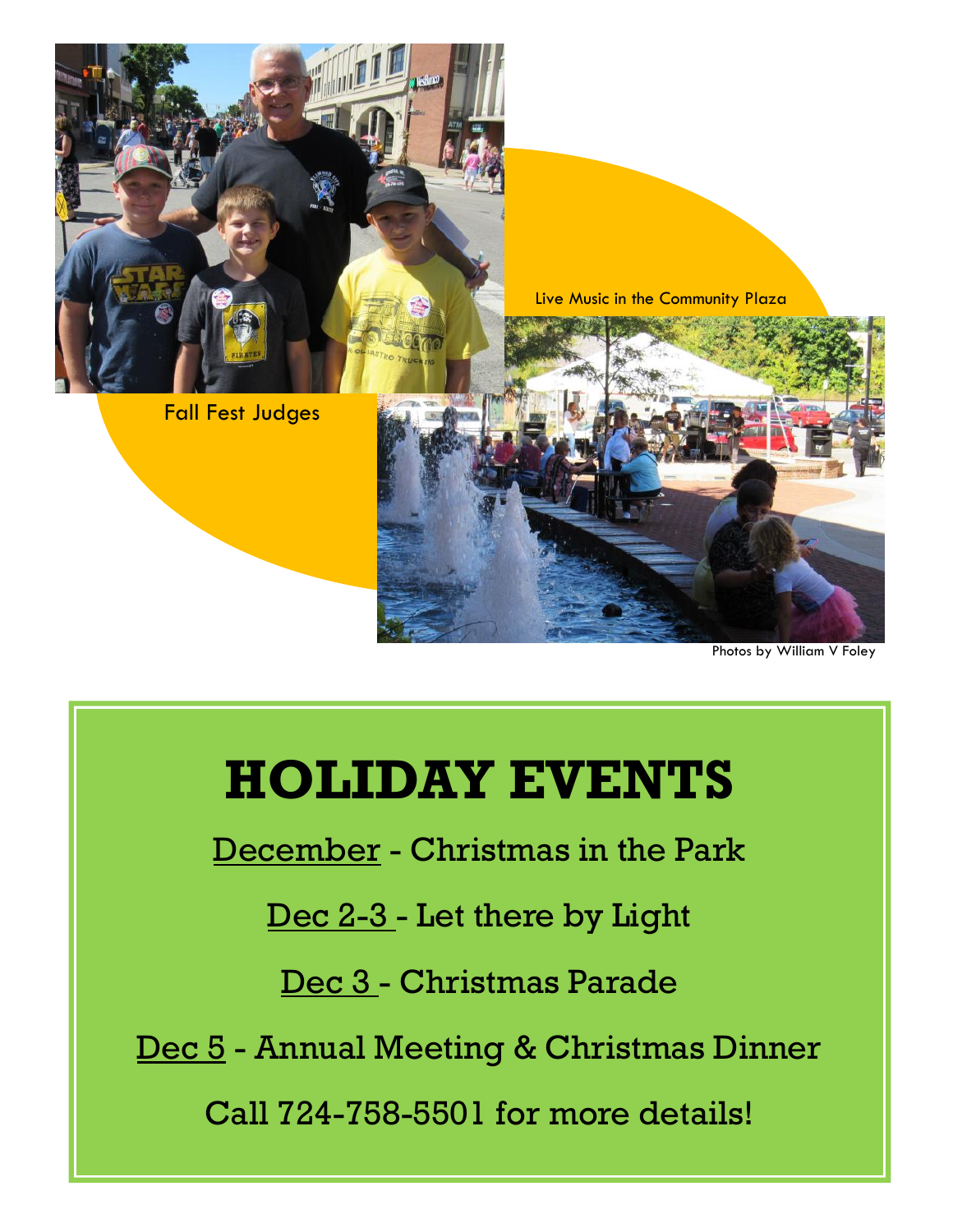Fall Fest Judges

Live Music in the Community Plaza

Photos by William V Foley

# HOLIDAY EVENTS

December - Christmas in the Park

Dec 2-3 - Let there by Light

Dec 3 - Christmas Parade

Dec 5 - Annual Meeting & Christmas Dinner

Call 724-758-5501 for more details!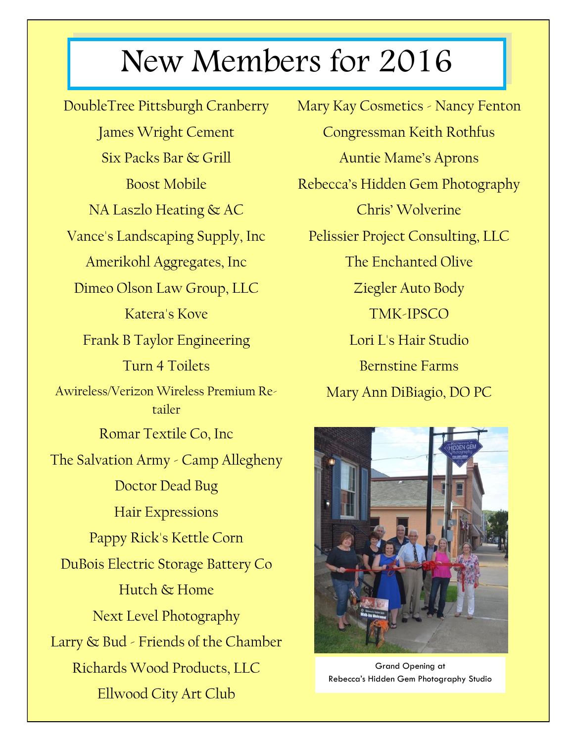# New Members for 2016

DoubleTree Pittsburgh Cranberry

James Wright Cement

Six Packs Bar & Grill

Boost Mobile

NA Laszlo Heating & AC

Vance's Landscaping Supply, Inc

Amerikohl Aggregates, Inc

Dimeo Olson Law Group, LLC

Katera's Kove

Frank B Taylor Engineering

Turn 4 Toilets

Awireless/Verizon Wireless Premium Retailer

Romar Textile Co, Inc

The Salvation Army - Camp Allegheny

Doctor Dead Bug

Hair Expressions

Pappy Rick's Kettle Corn

DuBois Electric Storage Battery Co

Hutch & Home

Next Level Photography

Larry & Bud - Friends of the Chamber

Richards Wood Products, LLC

Ellwood City Art Club

Mary Kay Cosmetics - Nancy Fenton

Congressman Keith Rothfus

Auntie Mame's Aprons

Rebecca's Hidden Gem Photography

Chris' Wolverine

Pelissier Project Consulting, LLC

The Enchanted Olive

Ziegler Auto Body

TMK-IPSCO

Lori L's Hair Studio

Bernstine Farms

Mary Ann DiBiagio, DO PC

Grand Opening at
Rebecca's Hidden Gem Photography Studio